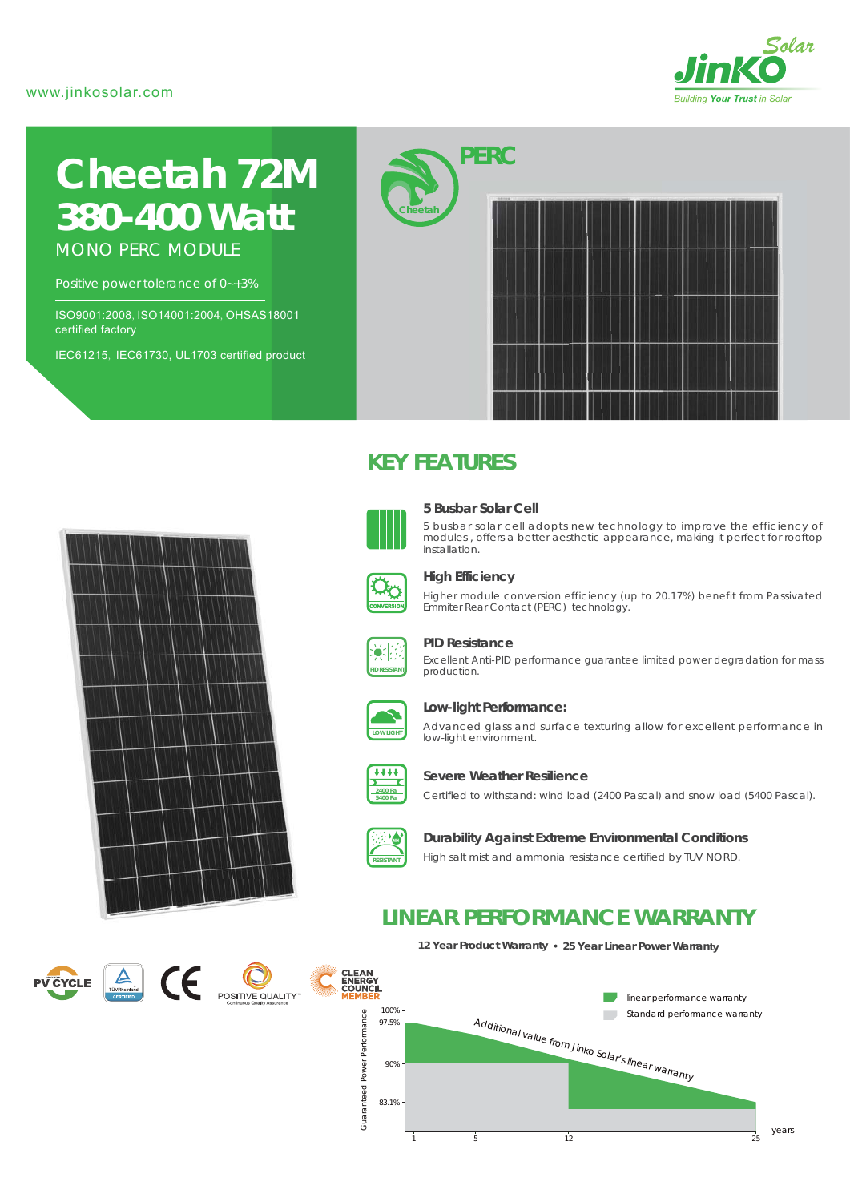www.jinkosolar.com

JinKO Solar
Building Your Trust in Solar

# Cheetah 72M
# 380-400 Watt

MONO PERC MODULE

Positive power tolerance of 0~+3%

ISO9001:2008, ISO14001:2004, OHSAS18001 certified factory

IEC61215, IEC61730, UL1703 certified product

PERC

Cheetah

## KEY FEATURES

### 5 Busbar Solar Cell

5 busbar solar cell adopts new technology to improve the efficiency of modules, offers a better aesthetic appearance, making it perfect for rooftop installation.

### High Efficiency

Higher module conversion efficiency (up to 20.17%) benefit from Passivated Emmiter Rear Contact (PERC) technology.

### PID Resistance

Excellent Anti-PID performance guarantee limited power degradation for mass production.

### Low-light Performance:

Advanced glass and surface texturing allow for excellent performance in low-light environment.

### Severe Weather Resilience

Certified to withstand: wind load (2400 Pascal) and snow load (5400 Pascal).

### Durability Against Extreme Environmental Conditions

High salt mist and ammonia resistance certified by TUV NORD.

## LINEAR PERFORMANCE WARRANTY

**12 Year Product Warranty • 25 Year Linear Power Warranty**

PV CYCLE · TÜVRheinland CERTIFIED · CE · POSITIVE QUALITY · CLEAN ENERGY COUNCIL MEMBER

- linear performance warranty
- Standard performance warranty

Additional value from Jinko Solar's linear warranty

Guaranteed Power Performance: 100%, 97.5%, 90%, 83.1%

years: 1, 5, 12, 25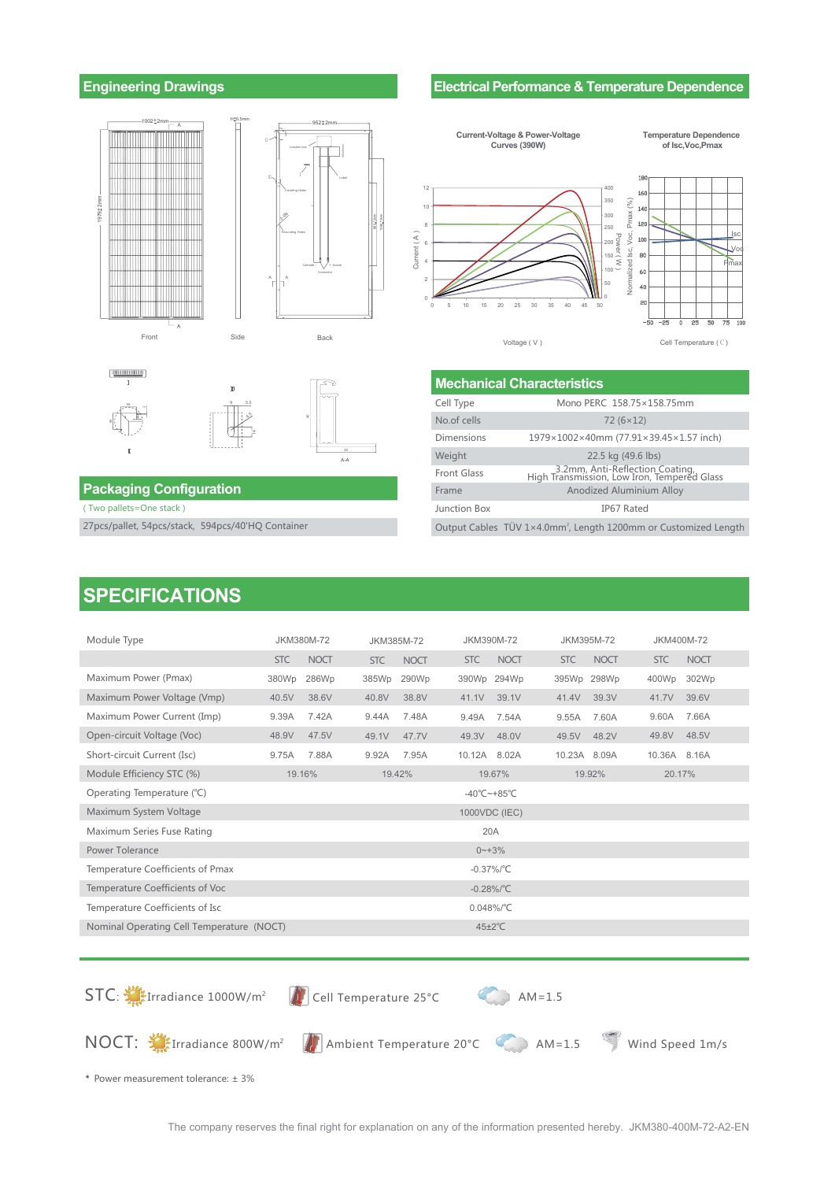## Engineering Drawings

1002±2mm
A
H±0.5mm
952±2mm
1979±2mm
Front
Side
Back
A-A

## Electrical Performance & Temperature Dependence

Current-Voltage & Power-Voltage Curves (390W)

Current ( A )
Power ( W )
Voltage ( V )
12
10
8
6
4
2
0
0 5 10 15 20 25 30 35 40 45 50
400
350
300
250
200
150
100
50
0

Temperature Dependence of Isc,Voc,Pmax

Normalized Isc, Voc, Pmax (%)
Cell Temperature (℃)
180
160
140
120
100
80
60
40
20
−50 −25 0 25 50 75 100
Isc
Voc
Pmax

## Packaging Configuration

( Two pallets=One stack )

27pcs/pallet, 54pcs/stack, 594pcs/40'HQ Container

## Mechanical Characteristics

| | |
|---|---|
| Cell Type | Mono PERC 158.75×158.75mm |
| No.of cells | 72 (6×12) |
| Dimensions | 1979×1002×40mm (77.91×39.45×1.57 inch) |
| Weight | 22.5 kg (49.6 lbs) |
| Front Glass | 3.2mm, Anti-Reflection Coating, High Transmission, Low Iron, Tempered Glass |
| Frame | Anodized Aluminium Alloy |
| Junction Box | IP67 Rated |
| Output Cables | TÜV 1×4.0mm², Length 1200mm or Customized Length |

# SPECIFICATIONS

| Module Type | JKM380M-72 | | JKM385M-72 | | JKM390M-72 | | JKM395M-72 | | JKM400M-72 | |
|---|---|---|---|---|---|---|---|---|---|---|
| | STC | NOCT | STC | NOCT | STC | NOCT | STC | NOCT | STC | NOCT |
| Maximum Power (Pmax) | 380Wp | 286Wp | 385Wp | 290Wp | 390Wp | 294Wp | 395Wp | 298Wp | 400Wp | 302Wp |
| Maximum Power Voltage (Vmp) | 40.5V | 38.6V | 40.8V | 38.8V | 41.1V | 39.1V | 41.4V | 39.3V | 41.7V | 39.6V |
| Maximum Power Current (Imp) | 9.39A | 7.42A | 9.44A | 7.48A | 9.49A | 7.54A | 9.55A | 7.60A | 9.60A | 7.66A |
| Open-circuit Voltage (Voc) | 48.9V | 47.5V | 49.1V | 47.7V | 49.3V | 48.0V | 49.5V | 48.2V | 49.8V | 48.5V |
| Short-circuit Current (Isc) | 9.75A | 7.88A | 9.92A | 7.95A | 10.12A | 8.02A | 10.23A | 8.09A | 10.36A | 8.16A |
| Module Efficiency STC (%) | 19.16% | | 19.42% | | 19.67% | | 19.92% | | 20.17% | |
| Operating Temperature (℃) | -40℃~+85℃ | | | | | | | | | |
| Maximum System Voltage | 1000VDC (IEC) | | | | | | | | | |
| Maximum Series Fuse Rating | 20A | | | | | | | | | |
| Power Tolerance | 0~+3% | | | | | | | | | |
| Temperature Coefficients of Pmax | -0.37%/℃ | | | | | | | | | |
| Temperature Coefficients of Voc | -0.28%/℃ | | | | | | | | | |
| Temperature Coefficients of Isc | 0.048%/℃ | | | | | | | | | |
| Nominal Operating Cell Temperature (NOCT) | 45±2℃ | | | | | | | | | |

STC: Irradiance 1000W/m² Cell Temperature 25°C AM=1.5

NOCT: Irradiance 800W/m² Ambient Temperature 20°C AM=1.5 Wind Speed 1m/s

* Power measurement tolerance: ± 3%

The company reserves the final right for explanation on any of the information presented hereby. JKM380-400M-72-A2-EN